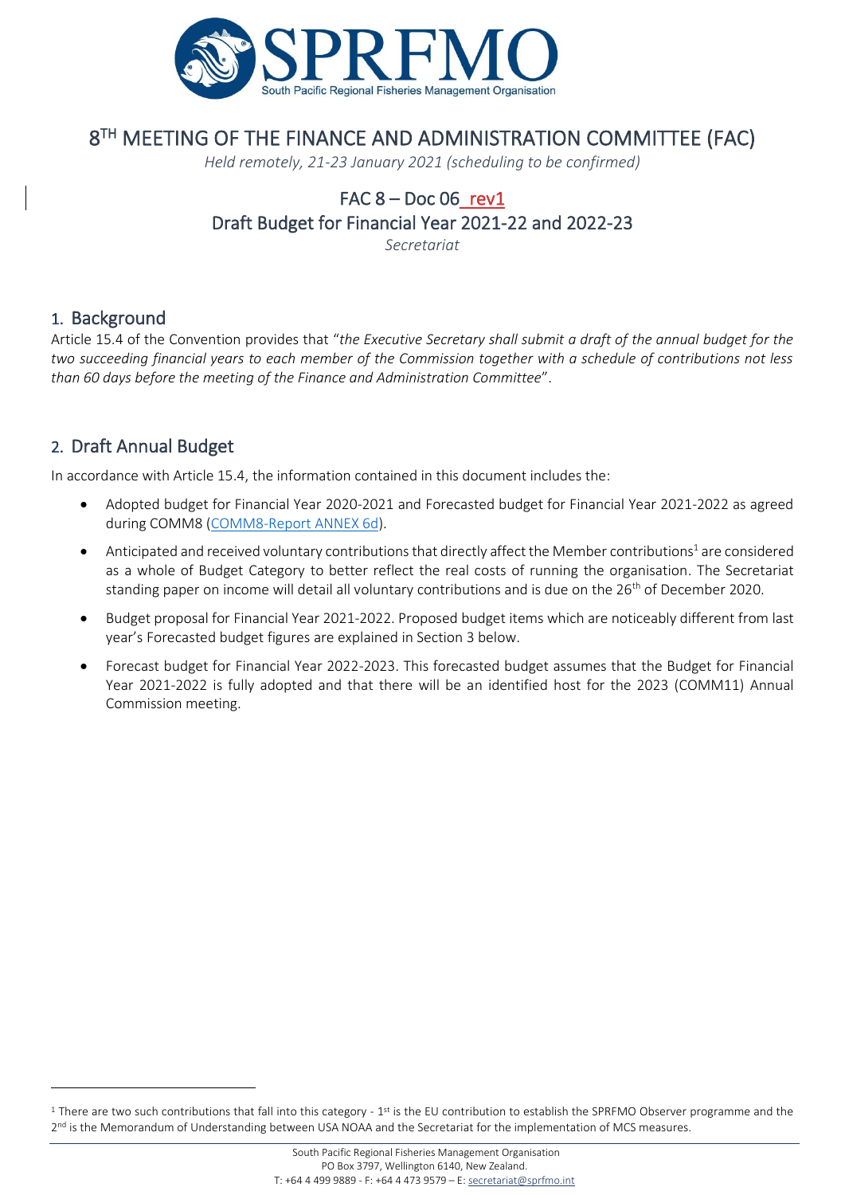# 8TH MEETING OF THE FINANCE AND ADMINISTRATION COMMITTEE (FAC)

*Held remotely, 21-23 January 2021 (scheduling to be confirmed)*

## FAC 8 – Doc 06_rev1
## Draft Budget for Financial Year 2021-22 and 2022-23

*Secretariat*

## 1. Background

Article 15.4 of the Convention provides that "*the Executive Secretary shall submit a draft of the annual budget for the two succeeding financial years to each member of the Commission together with a schedule of contributions not less than 60 days before the meeting of the Finance and Administration Committee*".

## 2. Draft Annual Budget

In accordance with Article 15.4, the information contained in this document includes the:

- Adopted budget for Financial Year 2020-2021 and Forecasted budget for Financial Year 2021-2022 as agreed during COMM8 (COMM8-Report ANNEX 6d).
- Anticipated and received voluntary contributions that directly affect the Member contributions[1] are considered as a whole of Budget Category to better reflect the real costs of running the organisation. The Secretariat standing paper on income will detail all voluntary contributions and is due on the 26th of December 2020.
- Budget proposal for Financial Year 2021-2022. Proposed budget items which are noticeably different from last year's Forecasted budget figures are explained in Section 3 below.
- Forecast budget for Financial Year 2022-2023. This forecasted budget assumes that the Budget for Financial Year 2021-2022 is fully adopted and that there will be an identified host for the 2023 (COMM11) Annual Commission meeting.

---

[1] There are two such contributions that fall into this category - 1st is the EU contribution to establish the SPRFMO Observer programme and the 2nd is the Memorandum of Understanding between USA NOAA and the Secretariat for the implementation of MCS measures.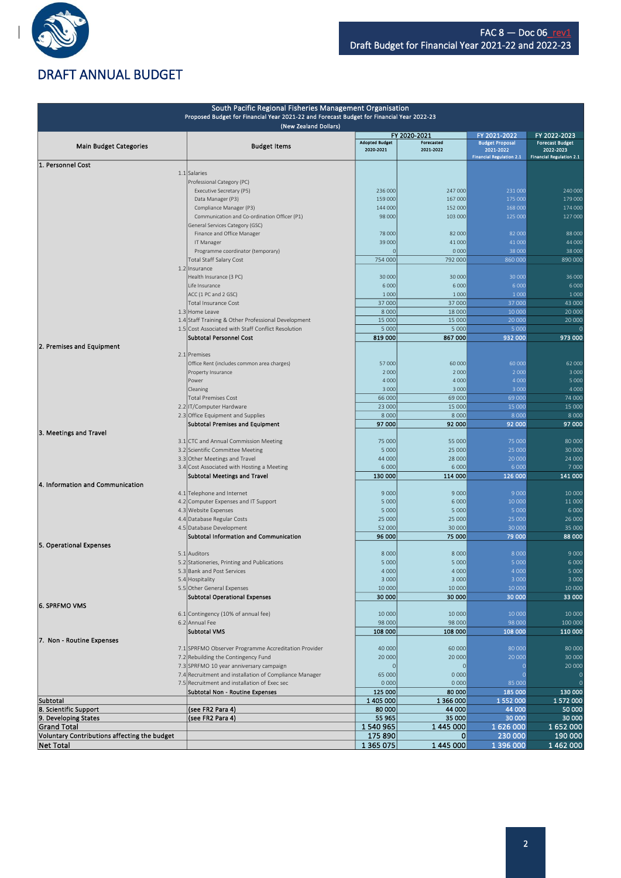FAC 8 — Doc 06_rev1
Draft Budget for Financial Year 2021-22 and 2022-23

# DRAFT ANNUAL BUDGET

| South Pacific Regional Fisheries Management Organisation<br>Proposed Budget for Financial Year 2021-22 and Forecast Budget for Financial Year 2022-23<br>(New Zealand Dollars) | | | | | | |
|---|---|---|---|---|---|---|
| Main Budget Categories | | Budget Items | FY 2020-2021 | | FY 2021-2022 | FY 2022-2023 |
| | | | Adopted Budget 2020-2021 | Forecasted 2021-2022 | Budget Proposal 2021-2022 Financial Regulation 2.1 | Forecast Budget 2022-2023 Financial Regulation 2.1 |
| 1. Personnel Cost | | | | | | |
| | 1.1 | Salaries | | | | |
| | | Professional Category (PC) | | | | |
| | | Executive Secretary (P5) | 236 000 | 247 000 | 231 000 | 240 000 |
| | | Data Manager (P3) | 159 000 | 167 000 | 175 000 | 179 000 |
| | | Compliance Manager (P3) | 144 000 | 152 000 | 168 000 | 174 000 |
| | | Communication and Co-ordination Officer (P1) | 98 000 | 103 000 | 125 000 | 127 000 |
| | | General Services Category (GSC) | | | | |
| | | Finance and Office Manager | 78 000 | 82 000 | 82 000 | 88 000 |
| | | IT Manager | 39 000 | 41 000 | 41 000 | 44 000 |
| | | Programme coordinator (temporary) | 0 | 0 000 | 38 000 | 38 000 |
| | | Total Staff Salary Cost | 754 000 | 792 000 | 860 000 | 890 000 |
| | 1.2 | Insurance | | | | |
| | | Health Insurance (3 PC) | 30 000 | 30 000 | 30 000 | 36 000 |
| | | Life Insurance | 6 000 | 6 000 | 6 000 | 6 000 |
| | | ACC (1 PC and 2 GSC) | 1 000 | 1 000 | 1 000 | 1 000 |
| | | Total Insurance Cost | 37 000 | 37 000 | 37 000 | 43 000 |
| | 1.3 | Home Leave | 8 000 | 18 000 | 10 000 | 20 000 |
| | 1.4 | Staff Training & Other Professional Development | 15 000 | 15 000 | 20 000 | 20 000 |
| | 1.5 | Cost Associated with Staff Conflict Resolution | 5 000 | 5 000 | 5 000 | 0 |
| | | **Subtotal Personnel Cost** | **819 000** | **867 000** | **932 000** | **973 000** |
| 2. Premises and Equipment | | | | | | |
| | 2.1 | Premises | | | | |
| | | Office Rent (includes common area charges) | 57 000 | 60 000 | 60 000 | 62 000 |
| | | Property Insurance | 2 000 | 2 000 | 2 000 | 3 000 |
| | | Power | 4 000 | 4 000 | 4 000 | 5 000 |
| | | Cleaning | 3 000 | 3 000 | 3 000 | 4 000 |
| | | Total Premises Cost | 66 000 | 69 000 | 69 000 | 74 000 |
| | 2.2 | IT/Computer Hardware | 23 000 | 15 000 | 15 000 | 15 000 |
| | 2.3 | Office Equipment and Supplies | 8 000 | 8 000 | 8 000 | 8 000 |
| | | **Subtotal Premises and Equipment** | **97 000** | **92 000** | **92 000** | **97 000** |
| 3. Meetings and Travel | | | | | | |
| | 3.1 | CTC and Annual Commission Meeting | 75 000 | 55 000 | 75 000 | 80 000 |
| | 3.2 | Scientific Committee Meeting | 5 000 | 25 000 | 25 000 | 30 000 |
| | 3.3 | Other Meetings and Travel | 44 000 | 28 000 | 20 000 | 24 000 |
| | 3.4 | Cost Associated with Hosting a Meeting | 6 000 | 6 000 | 6 000 | 7 000 |
| | | **Subtotal Meetings and Travel** | **130 000** | **114 000** | **126 000** | **141 000** |
| 4. Information and Communication | | | | | | |
| | 4.1 | Telephone and Internet | 9 000 | 9 000 | 9 000 | 10 000 |
| | 4.2 | Computer Expenses and IT Support | 5 000 | 6 000 | 10 000 | 11 000 |
| | 4.3 | Website Expenses | 5 000 | 5 000 | 5 000 | 6 000 |
| | 4.4 | Database Regular Costs | 25 000 | 25 000 | 25 000 | 26 000 |
| | 4.5 | Database Development | 52 000 | 30 000 | 30 000 | 35 000 |
| | | **Subtotal Information and Communication** | **96 000** | **75 000** | **79 000** | **88 000** |
| 5. Operational Expenses | | | | | | |
| | 5.1 | Auditors | 8 000 | 8 000 | 8 000 | 9 000 |
| | 5.2 | Stationeries, Printing and Publications | 5 000 | 5 000 | 5 000 | 6 000 |
| | 5.3 | Bank and Post Services | 4 000 | 4 000 | 4 000 | 5 000 |
| | 5.4 | Hospitality | 3 000 | 3 000 | 3 000 | 3 000 |
| | 5.5 | Other General Expenses | 10 000 | 10 000 | 10 000 | 10 000 |
| | | **Subtotal Operational Expenses** | **30 000** | **30 000** | **30 000** | **33 000** |
| 6. SPRFMO VMS | | | | | | |
| | 6.1 | Contingency (10% of annual fee) | 10 000 | 10 000 | 10 000 | 10 000 |
| | 6.2 | Annual Fee | 98 000 | 98 000 | 98 000 | 100 000 |
| | | **Subtotal VMS** | **108 000** | **108 000** | **108 000** | **110 000** |
| 7. Non - Routine Expenses | | | | | | |
| | 7.1 | SPRFMO Observer Programme Accreditation Provider | 40 000 | 60 000 | 80 000 | 80 000 |
| | 7.2 | Rebuilding the Contingency Fund | 20 000 | 20 000 | 20 000 | 30 000 |
| | 7.3 | SPRFMO 10 year anniversary campaign | 0 | 0 | 0 | 20 000 |
| | 7.4 | Recruitment and installation of Compliance Manager | 65 000 | 0 000 | 0 | 0 |
| | 7.5 | Recruitment and installation of Exec sec | 0 000 | 0 000 | 85 000 | 0 |
| | | **Subtotal Non - Routine Expenses** | **125 000** | **80 000** | **185 000** | **130 000** |
| Subtotal | | | 1 405 000 | 1 366 000 | 1 552 000 | 1 572 000 |
| 8. Scientific Support | | (see FR2 Para 4) | 80 000 | 44 000 | 44 000 | 50 000 |
| 9. Developing States | | (see FR2 Para 4) | 55 965 | 35 000 | 30 000 | 30 000 |
| Grand Total | | | 1 540 965 | 1 445 000 | 1 626 000 | 1 652 000 |
| Voluntary Contributions affecting the budget | | | 175 890 | 0 | 230 000 | 190 000 |
| Net Total | | | 1 365 075 | 1 445 000 | 1 396 000 | 1 462 000 |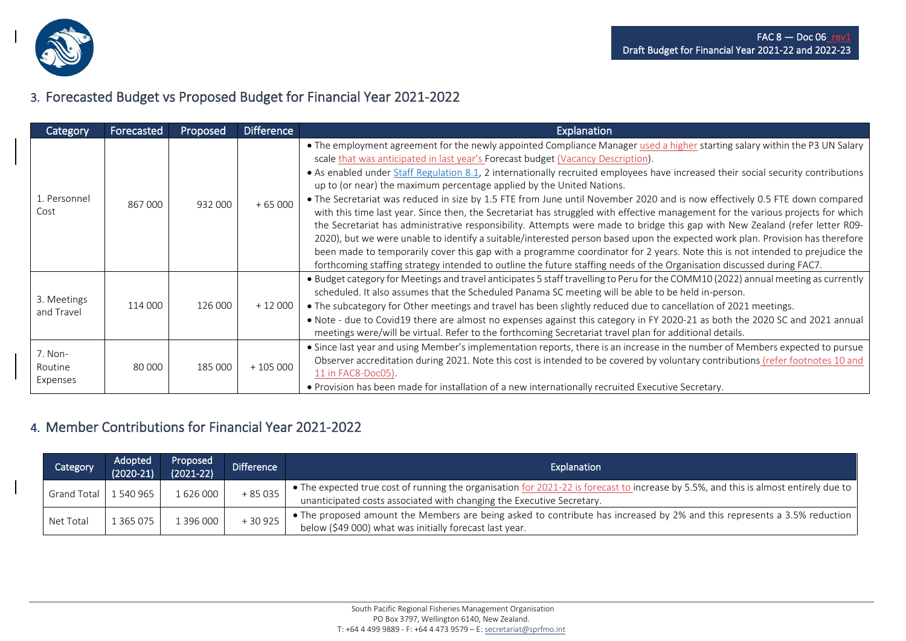## 3. Forecasted Budget vs Proposed Budget for Financial Year 2021-2022

| Category | Forecasted | Proposed | Difference | Explanation |
|---|---|---|---|---|
| 1. Personnel Cost | 867 000 | 932 000 | + 65 000 | • The employment agreement for the newly appointed Compliance Manager used a higher starting salary within the P3 UN Salary scale that was anticipated in last year's Forecast budget (Vacancy Description).<br>• As enabled under Staff Regulation 8.1, 2 internationally recruited employees have increased their social security contributions up to (or near) the maximum percentage applied by the United Nations.<br>• The Secretariat was reduced in size by 1.5 FTE from June until November 2020 and is now effectively 0.5 FTE down compared with this time last year. Since then, the Secretariat has struggled with effective management for the various projects for which the Secretariat has administrative responsibility. Attempts were made to bridge this gap with New Zealand (refer letter R09-2020), but we were unable to identify a suitable/interested person based upon the expected work plan. Provision has therefore been made to temporarily cover this gap with a programme coordinator for 2 years. Note this is not intended to prejudice the forthcoming staffing strategy intended to outline the future staffing needs of the Organisation discussed during FAC7. |
| 3. Meetings and Travel | 114 000 | 126 000 | + 12 000 | • Budget category for Meetings and travel anticipates 5 staff travelling to Peru for the COMM10 (2022) annual meeting as currently scheduled. It also assumes that the Scheduled Panama SC meeting will be able to be held in-person.<br>• The subcategory for Other meetings and travel has been slightly reduced due to cancellation of 2021 meetings.<br>• Note - due to Covid19 there are almost no expenses against this category in FY 2020-21 as both the 2020 SC and 2021 annual meetings were/will be virtual. Refer to the forthcoming Secretariat travel plan for additional details. |
| 7. Non-Routine Expenses | 80 000 | 185 000 | + 105 000 | • Since last year and using Member's implementation reports, there is an increase in the number of Members expected to pursue Observer accreditation during 2021. Note this cost is intended to be covered by voluntary contributions (refer footnotes 10 and 11 in FAC8-Doc05).<br>• Provision has been made for installation of a new internationally recruited Executive Secretary. |

## 4. Member Contributions for Financial Year 2021-2022

| Category | Adopted (2020-21) | Proposed (2021-22) | Difference | Explanation |
|---|---|---|---|---|
| Grand Total | 1 540 965 | 1 626 000 | + 85 035 | • The expected true cost of running the organisation for 2021-22 is forecast to increase by 5.5%, and this is almost entirely due to unanticipated costs associated with changing the Executive Secretary. |
| Net Total | 1 365 075 | 1 396 000 | + 30 925 | • The proposed amount the Members are being asked to contribute has increased by 2% and this represents a 3.5% reduction below ($49 000) what was initially forecast last year. |